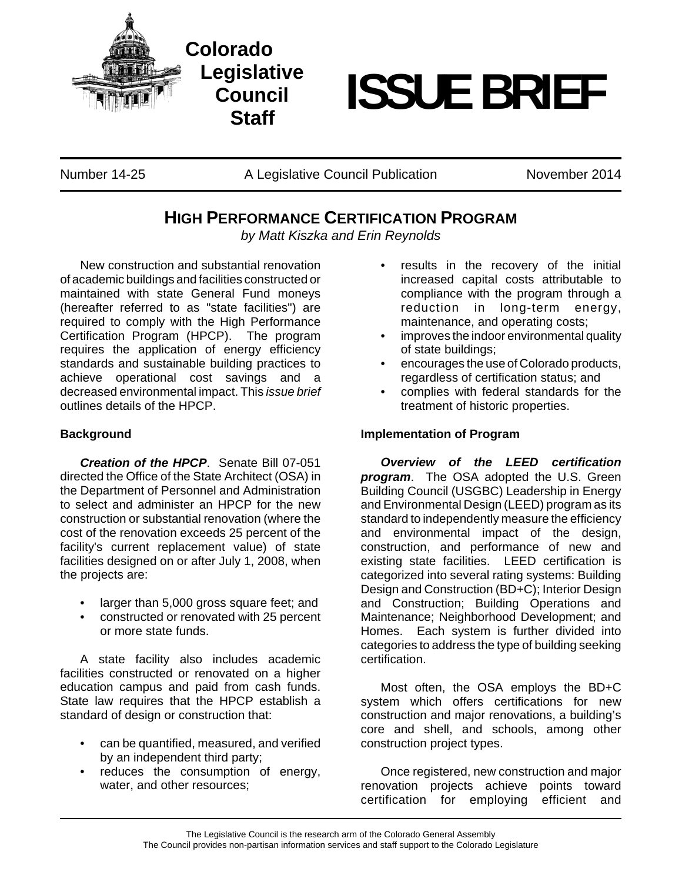**Colorado Legislative Council Staff**

# ISSUE BRIEF

Number 14-25 | A Legislative Council Publication | November 2014

## HIGH PERFORMANCE CERTIFICATION PROGRAM

*by Matt Kiszka and Erin Reynolds*

New construction and substantial renovation of academic buildings and facilities constructed or maintained with state General Fund moneys (hereafter referred to as "state facilities") are required to comply with the High Performance Certification Program (HPCP). The program requires the application of energy efficiency standards and sustainable building practices to achieve operational cost savings and a decreased environmental impact. This *issue brief* outlines details of the HPCP.

### Background

***Creation of the HPCP***. Senate Bill 07-051 directed the Office of the State Architect (OSA) in the Department of Personnel and Administration to select and administer an HPCP for the new construction or substantial renovation (where the cost of the renovation exceeds 25 percent of the facility's current replacement value) of state facilities designed on or after July 1, 2008, when the projects are:

- larger than 5,000 gross square feet; and
- constructed or renovated with 25 percent or more state funds.

A state facility also includes academic facilities constructed or renovated on a higher education campus and paid from cash funds. State law requires that the HPCP establish a standard of design or construction that:

- can be quantified, measured, and verified by an independent third party;
- reduces the consumption of energy, water, and other resources;
- results in the recovery of the initial increased capital costs attributable to compliance with the program through a reduction in long-term energy, maintenance, and operating costs;
- improves the indoor environmental quality of state buildings;
- encourages the use of Colorado products, regardless of certification status; and
- complies with federal standards for the treatment of historic properties.

### Implementation of Program

***Overview of the LEED certification program***. The OSA adopted the U.S. Green Building Council (USGBC) Leadership in Energy and Environmental Design (LEED) program as its standard to independently measure the efficiency and environmental impact of the design, construction, and performance of new and existing state facilities. LEED certification is categorized into several rating systems: Building Design and Construction (BD+C); Interior Design and Construction; Building Operations and Maintenance; Neighborhood Development; and Homes. Each system is further divided into categories to address the type of building seeking certification.

Most often, the OSA employs the BD+C system which offers certifications for new construction and major renovations, a building's core and shell, and schools, among other construction project types.

Once registered, new construction and major renovation projects achieve points toward certification for employing efficient and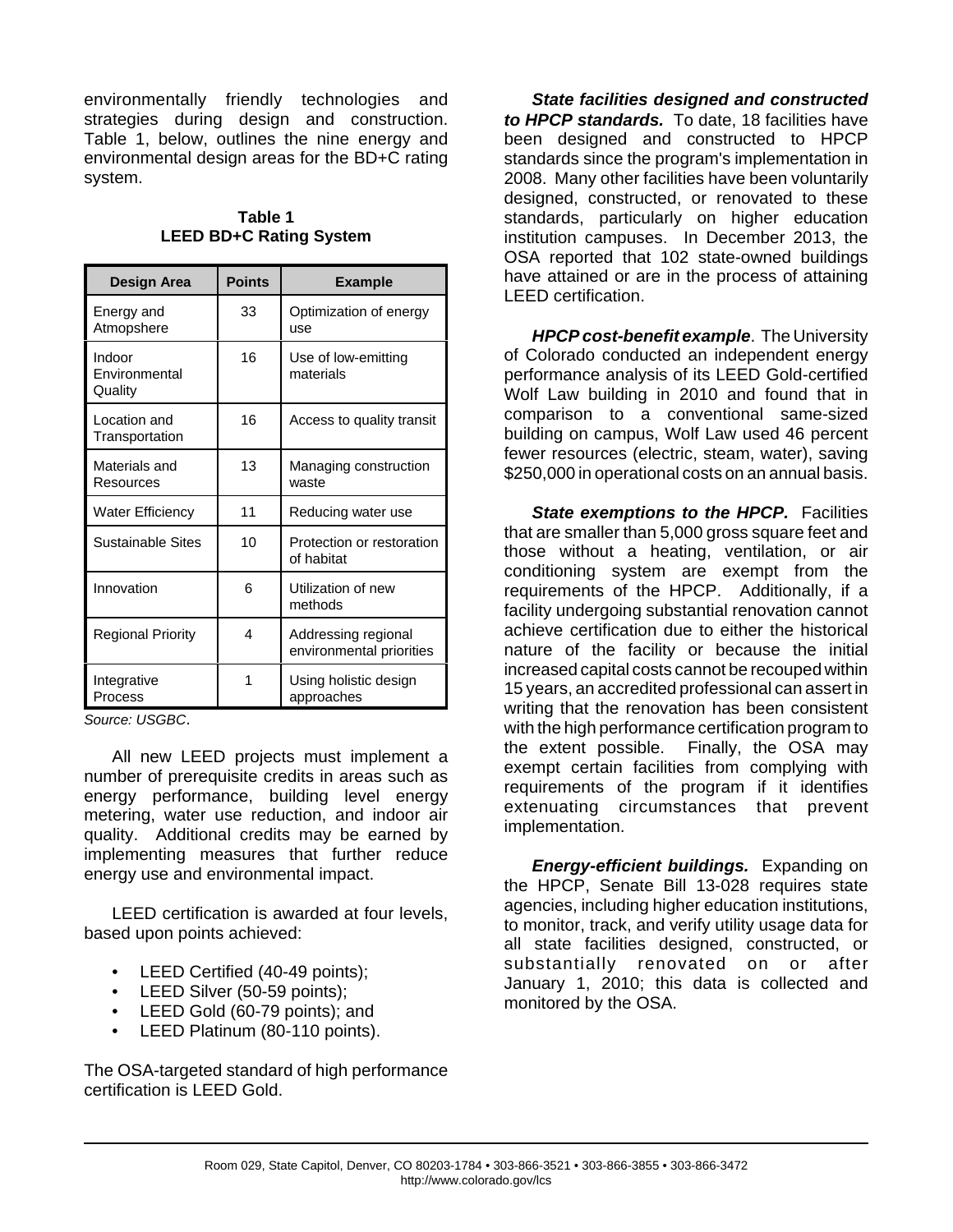environmentally friendly technologies and strategies during design and construction. Table 1, below, outlines the nine energy and environmental design areas for the BD+C rating system.

**Table 1**
**LEED BD+C Rating System**

| Design Area | Points | Example |
|---|---|---|
| Energy and Atmosphere | 33 | Optimization of energy use |
| Indoor Environmental Quality | 16 | Use of low-emitting materials |
| Location and Transportation | 16 | Access to quality transit |
| Materials and Resources | 13 | Managing construction waste |
| Water Efficiency | 11 | Reducing water use |
| Sustainable Sites | 10 | Protection or restoration of habitat |
| Innovation | 6 | Utilization of new methods |
| Regional Priority | 4 | Addressing regional environmental priorities |
| Integrative Process | 1 | Using holistic design approaches |

*Source: USGBC*.

All new LEED projects must implement a number of prerequisite credits in areas such as energy performance, building level energy metering, water use reduction, and indoor air quality. Additional credits may be earned by implementing measures that further reduce energy use and environmental impact.

LEED certification is awarded at four levels, based upon points achieved:

- LEED Certified (40-49 points);
- LEED Silver (50-59 points);
- LEED Gold (60-79 points); and
- LEED Platinum (80-110 points).

The OSA-targeted standard of high performance certification is LEED Gold.

***State facilities designed and constructed to HPCP standards.*** To date, 18 facilities have been designed and constructed to HPCP standards since the program's implementation in 2008. Many other facilities have been voluntarily designed, constructed, or renovated to these standards, particularly on higher education institution campuses. In December 2013, the OSA reported that 102 state-owned buildings have attained or are in the process of attaining LEED certification.

***HPCP cost-benefit example***. The University of Colorado conducted an independent energy performance analysis of its LEED Gold-certified Wolf Law building in 2010 and found that in comparison to a conventional same-sized building on campus, Wolf Law used 46 percent fewer resources (electric, steam, water), saving $250,000 in operational costs on an annual basis.

***State exemptions to the HPCP.*** Facilities that are smaller than 5,000 gross square feet and those without a heating, ventilation, or air conditioning system are exempt from the requirements of the HPCP. Additionally, if a facility undergoing substantial renovation cannot achieve certification due to either the historical nature of the facility or because the initial increased capital costs cannot be recouped within 15 years, an accredited professional can assert in writing that the renovation has been consistent with the high performance certification program to the extent possible. Finally, the OSA may exempt certain facilities from complying with requirements of the program if it identifies extenuating circumstances that prevent implementation.

***Energy-efficient buildings.*** Expanding on the HPCP, Senate Bill 13-028 requires state agencies, including higher education institutions, to monitor, track, and verify utility usage data for all state facilities designed, constructed, or substantially renovated on or after January 1, 2010; this data is collected and monitored by the OSA.